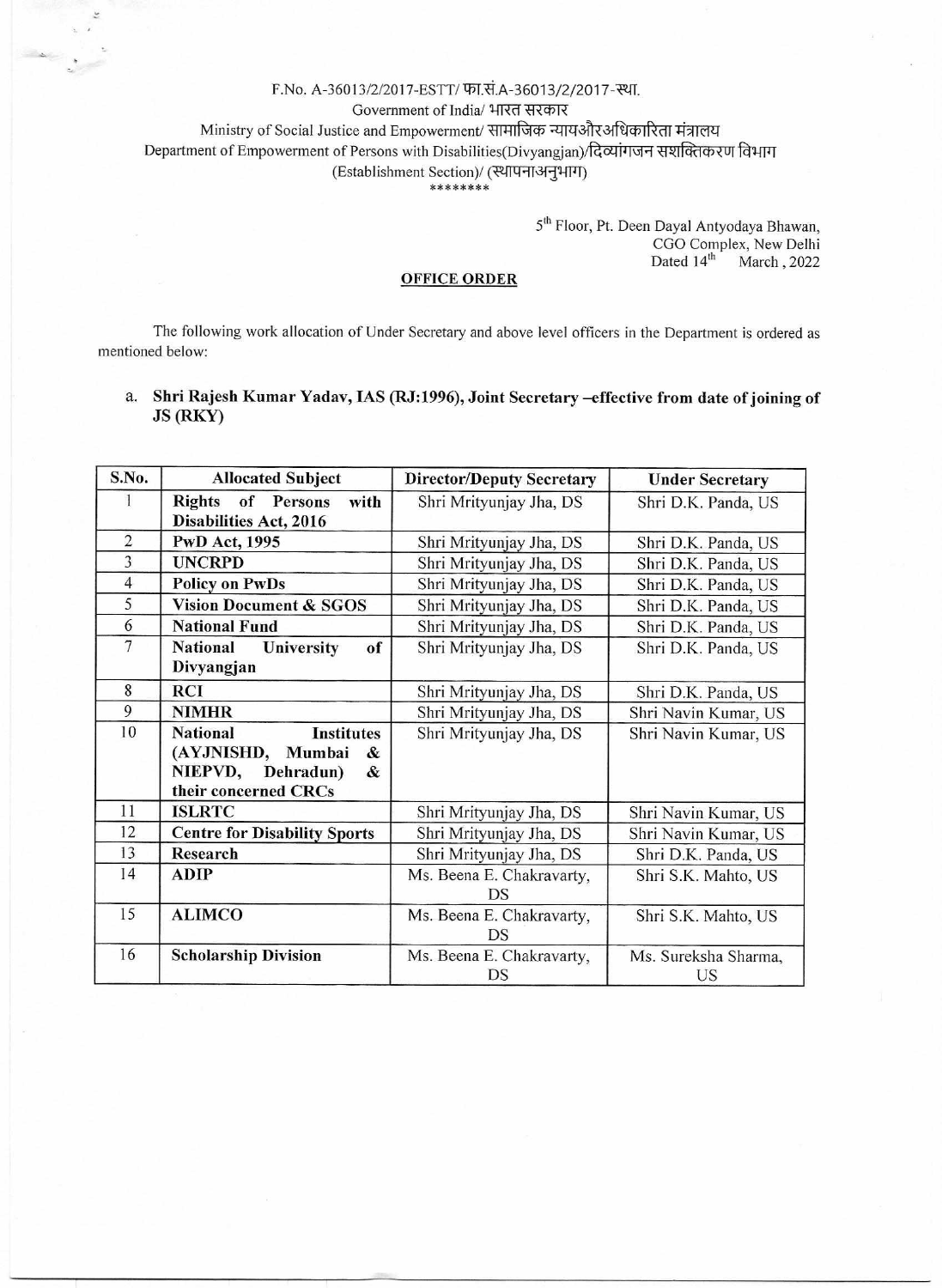F.No. A-36013/2/2017-ESTT/ फा.सं.A-36013/2/2017-स्था.
Government of India/ भारत सरकार
Ministry of Social Justice and Empowerment/ सामाजिक न्यायऔरअधिकारिता मंत्रालय
Department of Empowerment of Persons with Disabilities(Divyangjan)/दिव्यांगजन सशक्तिकरण विभाग
(Establishment Section)/ (स्थापनाअनुभाग)
\*\*\*\*\*\*\*\*

5th Floor, Pt. Deen Dayal Antyodaya Bhawan,
CGO Complex, New Delhi
Dated 14th March , 2022

## OFFICE ORDER

The following work allocation of Under Secretary and above level officers in the Department is ordered as mentioned below:

a. **Shri Rajesh Kumar Yadav, IAS (RJ:1996), Joint Secretary –effective from date of joining of JS (RKY)**

| S.No. | Allocated Subject | Director/Deputy Secretary | Under Secretary |
|---|---|---|---|
| 1 | **Rights of Persons with Disabilities Act, 2016** | Shri Mrityunjay Jha, DS | Shri D.K. Panda, US |
| 2 | **PwD Act, 1995** | Shri Mrityunjay Jha, DS | Shri D.K. Panda, US |
| 3 | **UNCRPD** | Shri Mrityunjay Jha, DS | Shri D.K. Panda, US |
| 4 | **Policy on PwDs** | Shri Mrityunjay Jha, DS | Shri D.K. Panda, US |
| 5 | **Vision Document & SGOS** | Shri Mrityunjay Jha, DS | Shri D.K. Panda, US |
| 6 | **National Fund** | Shri Mrityunjay Jha, DS | Shri D.K. Panda, US |
| 7 | **National University of Divyangjan** | Shri Mrityunjay Jha, DS | Shri D.K. Panda, US |
| 8 | **RCI** | Shri Mrityunjay Jha, DS | Shri D.K. Panda, US |
| 9 | **NIMHR** | Shri Mrityunjay Jha, DS | Shri Navin Kumar, US |
| 10 | **National Institutes (AYJNISHD, Mumbai & NIEPVD, Dehradun) & their concerned CRCs** | Shri Mrityunjay Jha, DS | Shri Navin Kumar, US |
| 11 | **ISLRTC** | Shri Mrityunjay Jha, DS | Shri Navin Kumar, US |
| 12 | **Centre for Disability Sports** | Shri Mrityunjay Jha, DS | Shri Navin Kumar, US |
| 13 | **Research** | Shri Mrityunjay Jha, DS | Shri D.K. Panda, US |
| 14 | **ADIP** | Ms. Beena E. Chakravarty, DS | Shri S.K. Mahto, US |
| 15 | **ALIMCO** | Ms. Beena E. Chakravarty, DS | Shri S.K. Mahto, US |
| 16 | **Scholarship Division** | Ms. Beena E. Chakravarty, DS | Ms. Sureksha Sharma, US |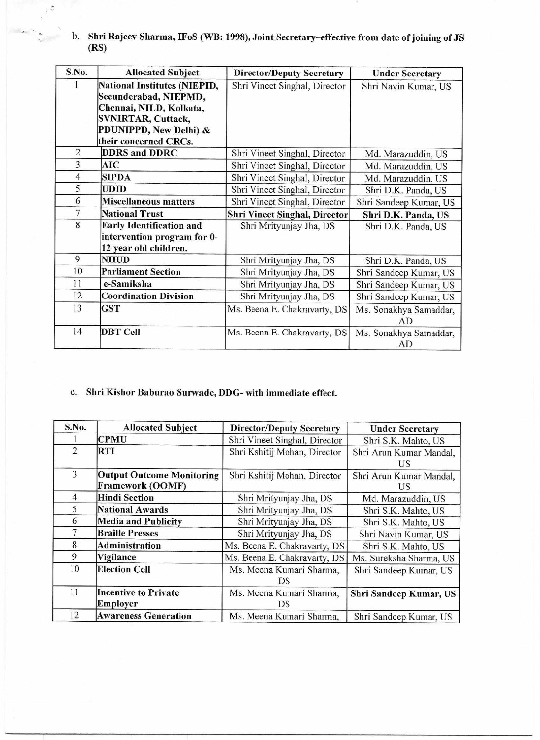b. **Shri Rajeev Sharma, IFoS (WB: 1998), Joint Secretary–effective from date of joining of JS (RS)**

| S.No. | Allocated Subject | Director/Deputy Secretary | Under Secretary |
|---|---|---|---|
| 1 | **National Institutes (NIEPID, Secunderabad, NIEPMD, Chennai, NILD, Kolkata, SVNIRTAR, Cuttack, PDUNIPPD, New Delhi) & their concerned CRCs.** | Shri Vineet Singhal, Director | Shri Navin Kumar, US |
| 2 | **DDRS and DDRC** | Shri Vineet Singhal, Director | Md. Marazuddin, US |
| 3 | **AIC** | Shri Vineet Singhal, Director | Md. Marazuddin, US |
| 4 | **SIPDA** | Shri Vineet Singhal, Director | Md. Marazuddin, US |
| 5 | **UDID** | Shri Vineet Singhal, Director | Shri D.K. Panda, US |
| 6 | **Miscellaneous matters** | Shri Vineet Singhal, Director | Shri Sandeep Kumar, US |
| 7 | **National Trust** | **Shri Vineet Singhal, Director** | **Shri D.K. Panda, US** |
| 8 | **Early Identification and intervention program for 0-12 year old children.** | Shri Mrityunjay Jha, DS | Shri D.K. Panda, US |
| 9 | **NIIUD** | Shri Mrityunjay Jha, DS | Shri D.K. Panda, US |
| 10 | **Parliament Section** | Shri Mrityunjay Jha, DS | Shri Sandeep Kumar, US |
| 11 | **e-Samiksha** | Shri Mrityunjay Jha, DS | Shri Sandeep Kumar, US |
| 12 | **Coordination Division** | Shri Mrityunjay Jha, DS | Shri Sandeep Kumar, US |
| 13 | **GST** | Ms. Beena E. Chakravarty, DS | Ms. Sonakhya Samaddar, AD |
| 14 | **DBT Cell** | Ms. Beena E. Chakravarty, DS | Ms. Sonakhya Samaddar, AD |

c. **Shri Kishor Baburao Surwade, DDG- with immediate effect.**

| S.No. | Allocated Subject | Director/Deputy Secretary | Under Secretary |
|---|---|---|---|
| 1 | **CPMU** | Shri Vineet Singhal, Director | Shri S.K. Mahto, US |
| 2 | **RTI** | Shri Kshitij Mohan, Director | Shri Arun Kumar Mandal, US |
| 3 | **Output Outcome Monitoring Framework (OOMF)** | Shri Kshitij Mohan, Director | Shri Arun Kumar Mandal, US |
| 4 | **Hindi Section** | Shri Mrityunjay Jha, DS | Md. Marazuddin, US |
| 5 | **National Awards** | Shri Mrityunjay Jha, DS | Shri S.K. Mahto, US |
| 6 | **Media and Publicity** | Shri Mrityunjay Jha, DS | Shri S.K. Mahto, US |
| 7 | **Braille Presses** | Shri Mrityunjay Jha, DS | Shri Navin Kumar, US |
| 8 | **Administration** | Ms. Beena E. Chakravarty, DS | Shri S.K. Mahto, US |
| 9 | **Vigilance** | Ms. Beena E. Chakravarty, DS | Ms. Sureksha Sharma, US |
| 10 | **Election Cell** | Ms. Meena Kumari Sharma, DS | Shri Sandeep Kumar, US |
| 11 | **Incentive to Private Employer** | Ms. Meena Kumari Sharma, DS | **Shri Sandeep Kumar, US** |
| 12 | **Awareness Generation** | Ms. Meena Kumari Sharma, | Shri Sandeep Kumar, US |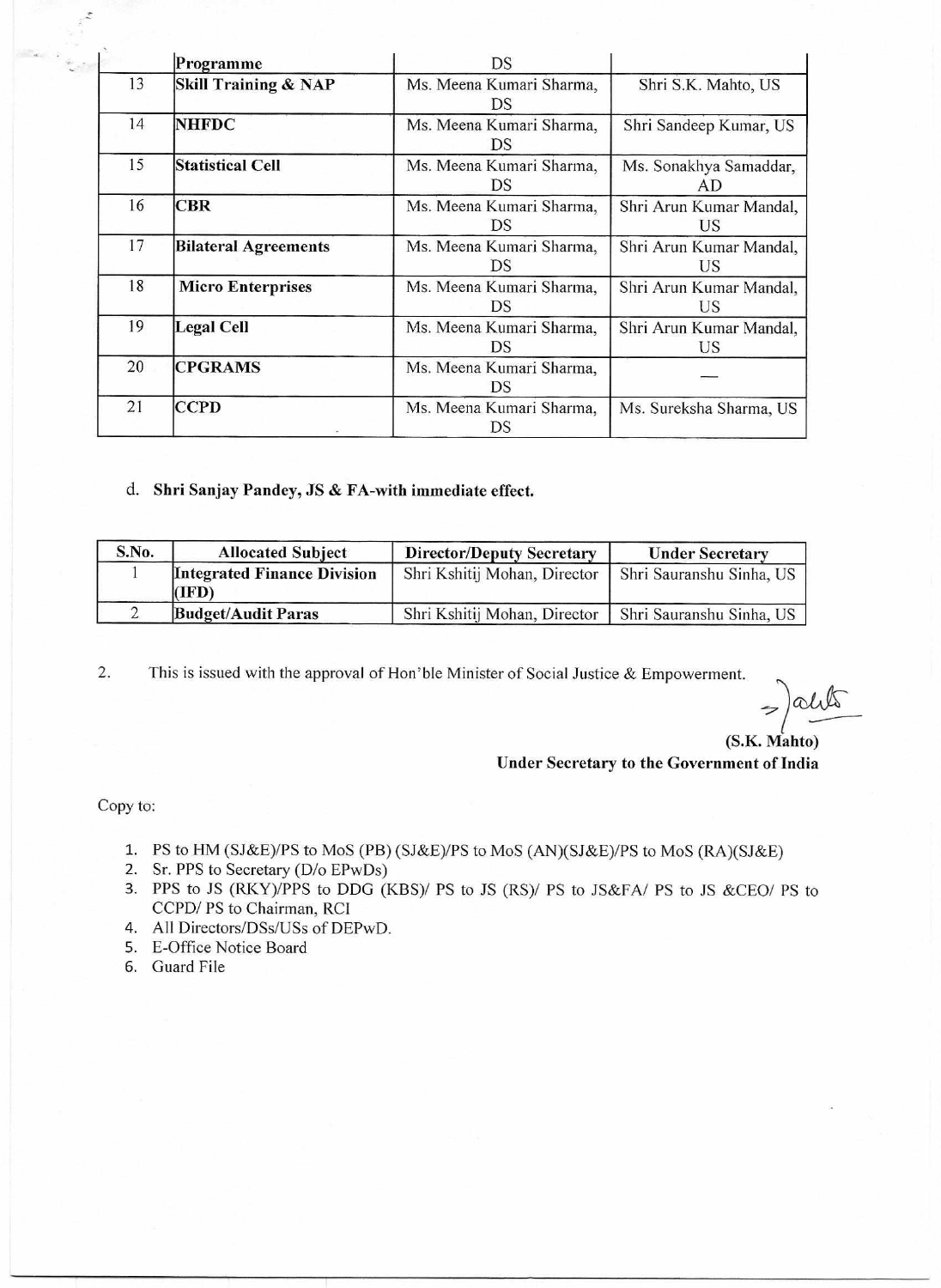| | | | |
|---|---|---|---|
| | **Programme** | DS | |
| 13 | **Skill Training & NAP** | Ms. Meena Kumari Sharma, DS | Shri S.K. Mahto, US |
| 14 | **NHFDC** | Ms. Meena Kumari Sharma, DS | Shri Sandeep Kumar, US |
| 15 | **Statistical Cell** | Ms. Meena Kumari Sharma, DS | Ms. Sonakhya Samaddar, AD |
| 16 | **CBR** | Ms. Meena Kumari Sharma, DS | Shri Arun Kumar Mandal, US |
| 17 | **Bilateral Agreements** | Ms. Meena Kumari Sharma, DS | Shri Arun Kumar Mandal, US |
| 18 | **Micro Enterprises** | Ms. Meena Kumari Sharma, DS | Shri Arun Kumar Mandal, US |
| 19 | **Legal Cell** | Ms. Meena Kumari Sharma, DS | Shri Arun Kumar Mandal, US |
| 20 | **CPGRAMS** | Ms. Meena Kumari Sharma, DS | — |
| 21 | **CCPD** | Ms. Meena Kumari Sharma, DS | Ms. Sureksha Sharma, US |

d. **Shri Sanjay Pandey, JS & FA-with immediate effect.**

| S.No. | Allocated Subject | Director/Deputy Secretary | Under Secretary |
|---|---|---|---|
| 1 | **Integrated Finance Division (IFD)** | Shri Kshitij Mohan, Director | Shri Sauranshu Sinha, US |
| 2 | **Budget/Audit Paras** | Shri Kshitij Mohan, Director | Shri Sauranshu Sinha, US |

2. This is issued with the approval of Hon'ble Minister of Social Justice & Empowerment.

Sd/-

**(S.K. Mahto)**
**Under Secretary to the Government of India**

Copy to:

1. PS to HM (SJ&E)/PS to MoS (PB) (SJ&E)/PS to MoS (AN)(SJ&E)/PS to MoS (RA)(SJ&E)
2. Sr. PPS to Secretary (D/o EPwDs)
3. PPS to JS (RKY)/PPS to DDG (KBS)/ PS to JS (RS)/ PS to JS&FA/ PS to JS &CEO/ PS to CCPD/ PS to Chairman, RCI
4. All Directors/DSs/USs of DEPwD.
5. E-Office Notice Board
6. Guard File